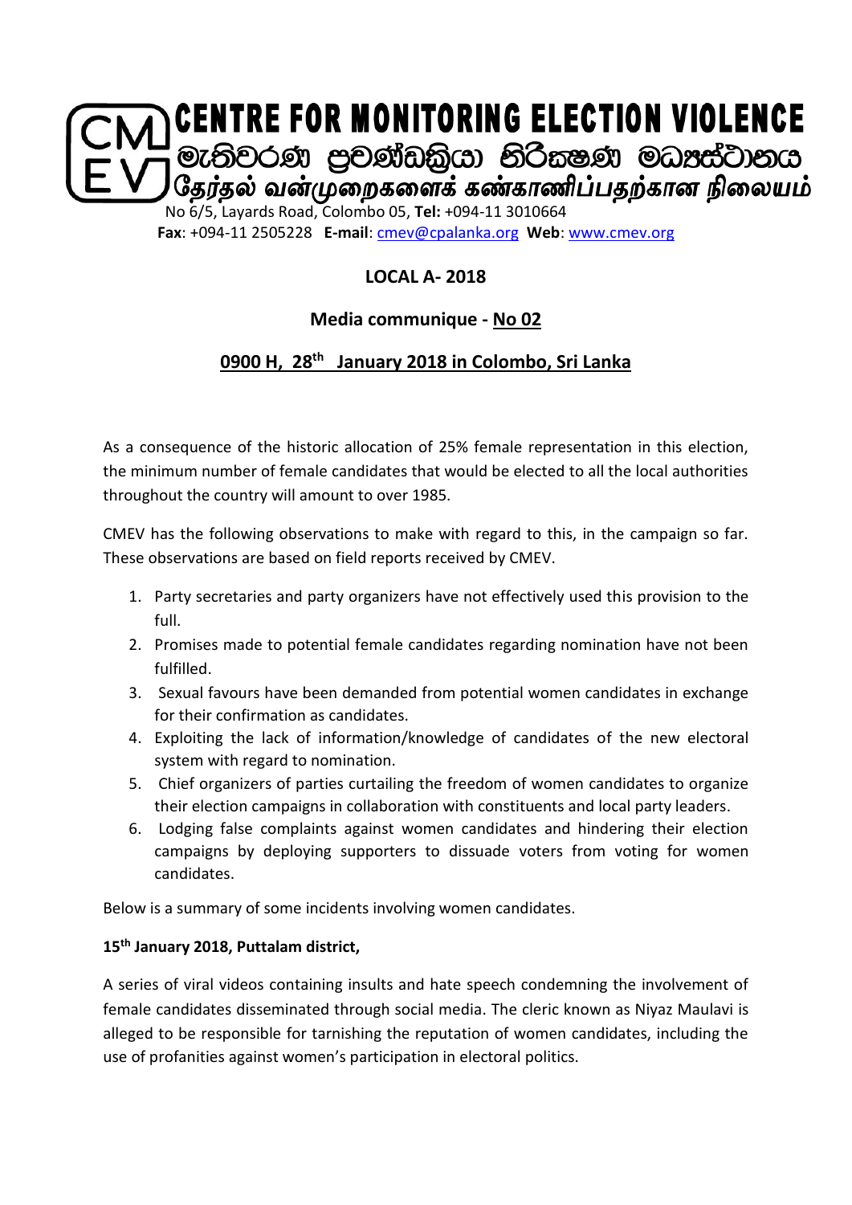# CENTRE FOR MONITORING ELECTION VIOLENCE

මැතිවරණ ප්‍රචණ්ඩත්‍යා නිරීක්ෂණ මධ්‍යස්ථානය

தேர்தல் வன்முறைகளைக் கண்காணிப்பதற்கான நிலையம்

No 6/5, Layards Road, Colombo 05, **Tel:** +094-11 3010664
**Fax**: +094-11 2505228 **E-mail**: cmev@cpalanka.org **Web**: www.cmev.org

## LOCAL A- 2018

## Media communique - No 02

## 0900 H, 28th January 2018 in Colombo, Sri Lanka

As a consequence of the historic allocation of 25% female representation in this election, the minimum number of female candidates that would be elected to all the local authorities throughout the country will amount to over 1985.

CMEV has the following observations to make with regard to this, in the campaign so far. These observations are based on field reports received by CMEV.

1. Party secretaries and party organizers have not effectively used this provision to the full.
2. Promises made to potential female candidates regarding nomination have not been fulfilled.
3. Sexual favours have been demanded from potential women candidates in exchange for their confirmation as candidates.
4. Exploiting the lack of information/knowledge of candidates of the new electoral system with regard to nomination.
5. Chief organizers of parties curtailing the freedom of women candidates to organize their election campaigns in collaboration with constituents and local party leaders.
6. Lodging false complaints against women candidates and hindering their election campaigns by deploying supporters to dissuade voters from voting for women candidates.

Below is a summary of some incidents involving women candidates.

**15th January 2018, Puttalam district,**

A series of viral videos containing insults and hate speech condemning the involvement of female candidates disseminated through social media. The cleric known as Niyaz Maulavi is alleged to be responsible for tarnishing the reputation of women candidates, including the use of profanities against women's participation in electoral politics.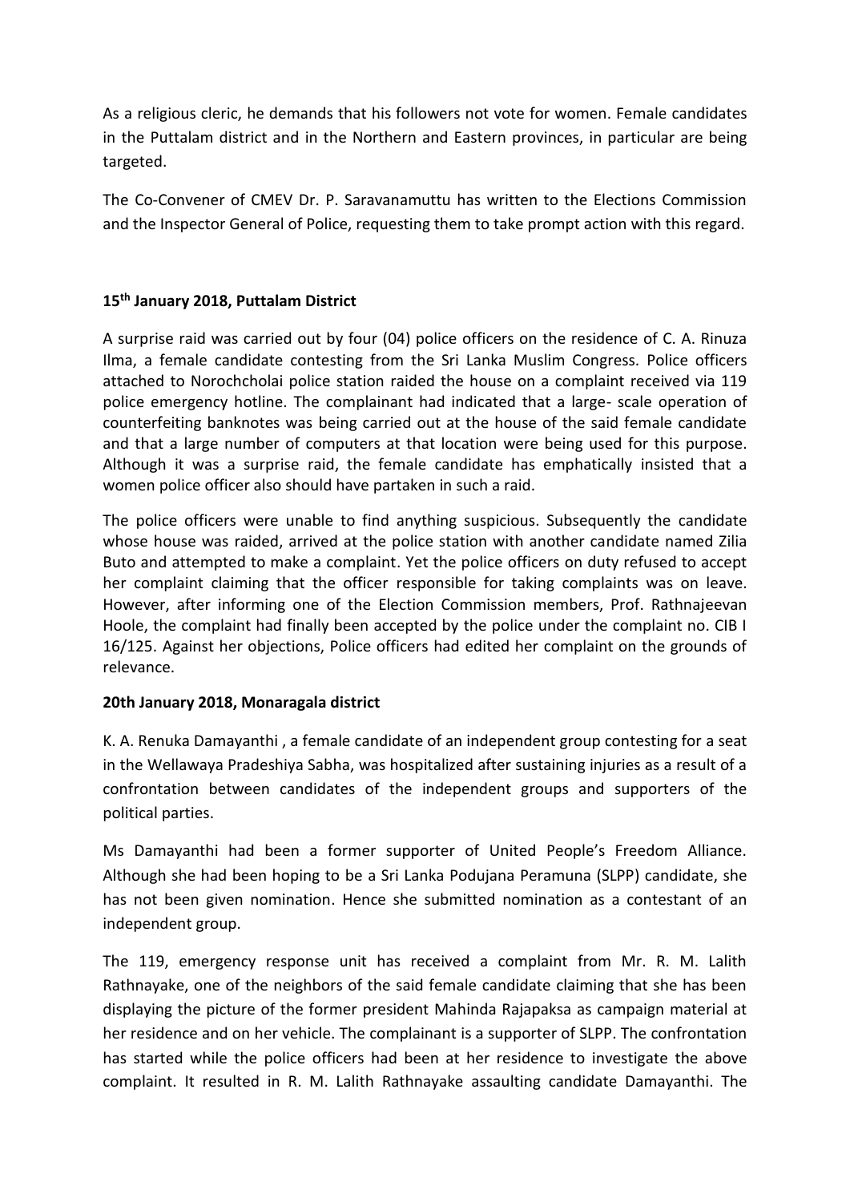As a religious cleric, he demands that his followers not vote for women. Female candidates in the Puttalam district and in the Northern and Eastern provinces, in particular are being targeted.

The Co-Convener of CMEV Dr. P. Saravanamuttu has written to the Elections Commission and the Inspector General of Police, requesting them to take prompt action with this regard.

**15th January 2018, Puttalam District**

A surprise raid was carried out by four (04) police officers on the residence of C. A. Rinuza Ilma, a female candidate contesting from the Sri Lanka Muslim Congress. Police officers attached to Norochcholai police station raided the house on a complaint received via 119 police emergency hotline. The complainant had indicated that a large- scale operation of counterfeiting banknotes was being carried out at the house of the said female candidate and that a large number of computers at that location were being used for this purpose. Although it was a surprise raid, the female candidate has emphatically insisted that a women police officer also should have partaken in such a raid.

The police officers were unable to find anything suspicious. Subsequently the candidate whose house was raided, arrived at the police station with another candidate named Zilia Buto and attempted to make a complaint. Yet the police officers on duty refused to accept her complaint claiming that the officer responsible for taking complaints was on leave. However, after informing one of the Election Commission members, Prof. Rathnajeevan Hoole, the complaint had finally been accepted by the police under the complaint no. CIB I 16/125. Against her objections, Police officers had edited her complaint on the grounds of relevance.

**20th January 2018, Monaragala district**

K. A. Renuka Damayanthi , a female candidate of an independent group contesting for a seat in the Wellawaya Pradeshiya Sabha, was hospitalized after sustaining injuries as a result of a confrontation between candidates of the independent groups and supporters of the political parties.

Ms Damayanthi had been a former supporter of United People's Freedom Alliance. Although she had been hoping to be a Sri Lanka Podujana Peramuna (SLPP) candidate, she has not been given nomination. Hence she submitted nomination as a contestant of an independent group.

The 119, emergency response unit has received a complaint from Mr. R. M. Lalith Rathnayake, one of the neighbors of the said female candidate claiming that she has been displaying the picture of the former president Mahinda Rajapaksa as campaign material at her residence and on her vehicle. The complainant is a supporter of SLPP. The confrontation has started while the police officers had been at her residence to investigate the above complaint. It resulted in R. M. Lalith Rathnayake assaulting candidate Damayanthi. The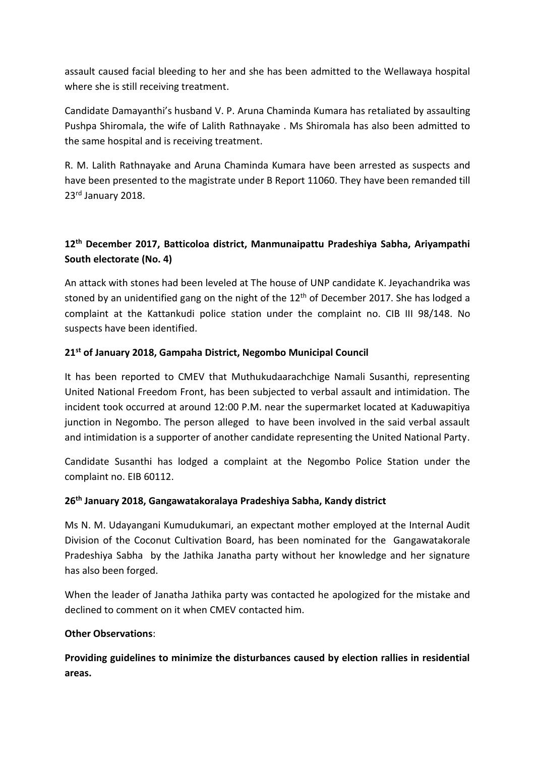assault caused facial bleeding to her and she has been admitted to the Wellawaya hospital where she is still receiving treatment.

Candidate Damayanthi's husband V. P. Aruna Chaminda Kumara has retaliated by assaulting Pushpa Shiromala, the wife of Lalith Rathnayake . Ms Shiromala has also been admitted to the same hospital and is receiving treatment.

R. M. Lalith Rathnayake and Aruna Chaminda Kumara have been arrested as suspects and have been presented to the magistrate under B Report 11060. They have been remanded till 23rd January 2018.

**12th December 2017, Batticoloa district, Manmunaipattu Pradeshiya Sabha, Ariyampathi South electorate (No. 4)**

An attack with stones had been leveled at The house of UNP candidate K. Jeyachandrika was stoned by an unidentified gang on the night of the 12th of December 2017. She has lodged a complaint at the Kattankudi police station under the complaint no. CIB III 98/148. No suspects have been identified.

**21st of January 2018, Gampaha District, Negombo Municipal Council**

It has been reported to CMEV that Muthukudaarachchige Namali Susanthi, representing United National Freedom Front, has been subjected to verbal assault and intimidation. The incident took occurred at around 12:00 P.M. near the supermarket located at Kaduwapitiya junction in Negombo. The person alleged to have been involved in the said verbal assault and intimidation is a supporter of another candidate representing the United National Party.

Candidate Susanthi has lodged a complaint at the Negombo Police Station under the complaint no. EIB 60112.

**26th January 2018, Gangawatakoralaya Pradeshiya Sabha, Kandy district**

Ms N. M. Udayangani Kumudukumari, an expectant mother employed at the Internal Audit Division of the Coconut Cultivation Board, has been nominated for the Gangawatakorale Pradeshiya Sabha by the Jathika Janatha party without her knowledge and her signature has also been forged.

When the leader of Janatha Jathika party was contacted he apologized for the mistake and declined to comment on it when CMEV contacted him.

**Other Observations**:

**Providing guidelines to minimize the disturbances caused by election rallies in residential areas.**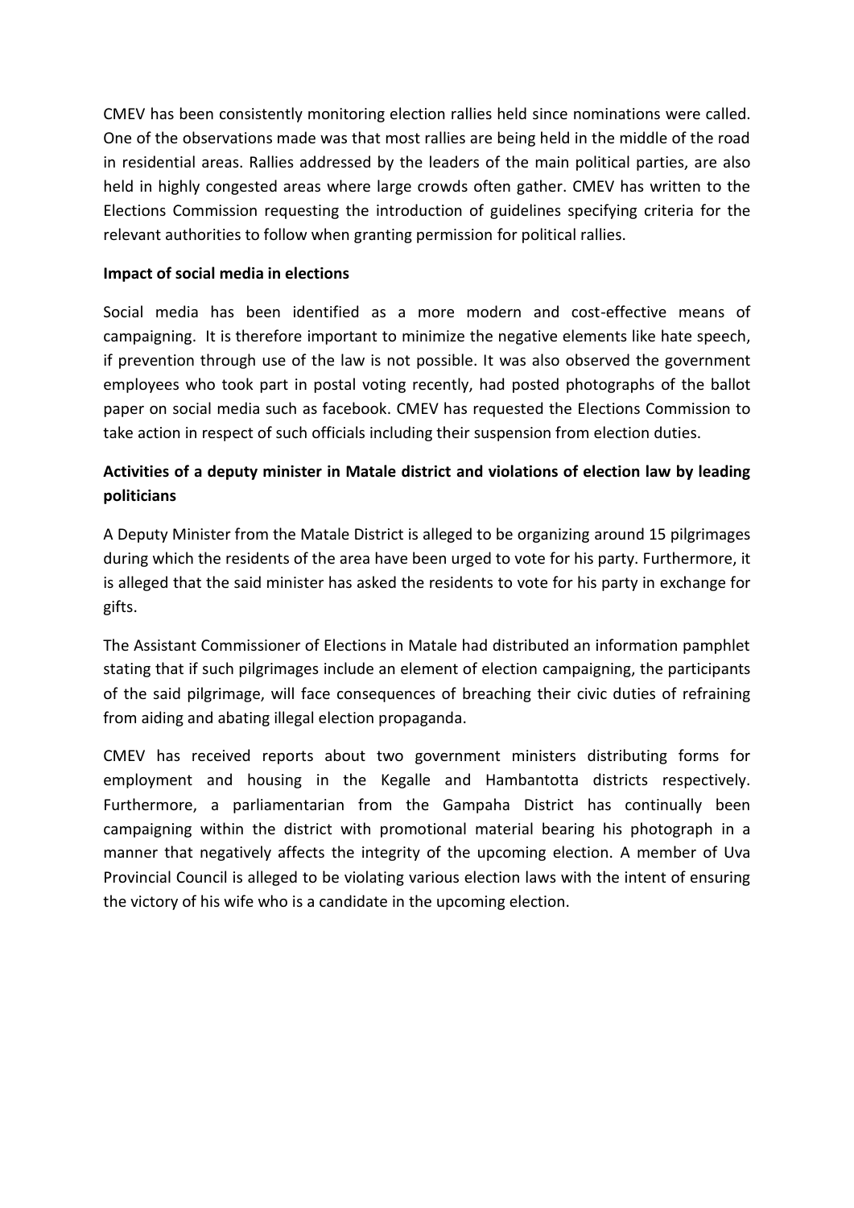CMEV has been consistently monitoring election rallies held since nominations were called. One of the observations made was that most rallies are being held in the middle of the road in residential areas. Rallies addressed by the leaders of the main political parties, are also held in highly congested areas where large crowds often gather. CMEV has written to the Elections Commission requesting the introduction of guidelines specifying criteria for the relevant authorities to follow when granting permission for political rallies.

**Impact of social media in elections**

Social media has been identified as a more modern and cost-effective means of campaigning. It is therefore important to minimize the negative elements like hate speech, if prevention through use of the law is not possible. It was also observed the government employees who took part in postal voting recently, had posted photographs of the ballot paper on social media such as facebook. CMEV has requested the Elections Commission to take action in respect of such officials including their suspension from election duties.

**Activities of a deputy minister in Matale district and violations of election law by leading politicians**

A Deputy Minister from the Matale District is alleged to be organizing around 15 pilgrimages during which the residents of the area have been urged to vote for his party. Furthermore, it is alleged that the said minister has asked the residents to vote for his party in exchange for gifts.

The Assistant Commissioner of Elections in Matale had distributed an information pamphlet stating that if such pilgrimages include an element of election campaigning, the participants of the said pilgrimage, will face consequences of breaching their civic duties of refraining from aiding and abating illegal election propaganda.

CMEV has received reports about two government ministers distributing forms for employment and housing in the Kegalle and Hambantotta districts respectively. Furthermore, a parliamentarian from the Gampaha District has continually been campaigning within the district with promotional material bearing his photograph in a manner that negatively affects the integrity of the upcoming election. A member of Uva Provincial Council is alleged to be violating various election laws with the intent of ensuring the victory of his wife who is a candidate in the upcoming election.